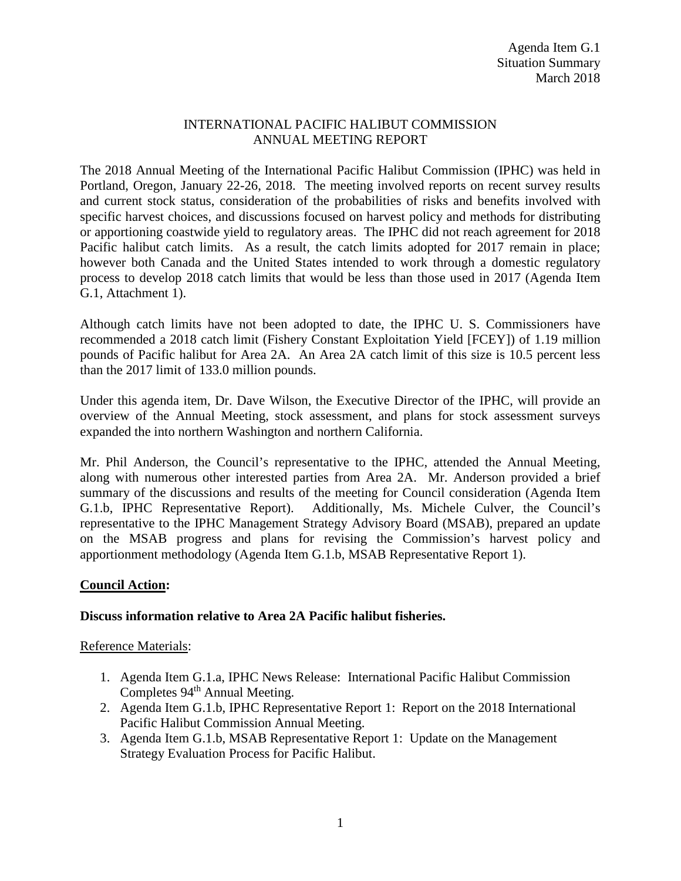Agenda Item G.1
Situation Summary
March 2018

# INTERNATIONAL PACIFIC HALIBUT COMMISSION ANNUAL MEETING REPORT

The 2018 Annual Meeting of the International Pacific Halibut Commission (IPHC) was held in Portland, Oregon, January 22-26, 2018. The meeting involved reports on recent survey results and current stock status, consideration of the probabilities of risks and benefits involved with specific harvest choices, and discussions focused on harvest policy and methods for distributing or apportioning coastwide yield to regulatory areas. The IPHC did not reach agreement for 2018 Pacific halibut catch limits. As a result, the catch limits adopted for 2017 remain in place; however both Canada and the United States intended to work through a domestic regulatory process to develop 2018 catch limits that would be less than those used in 2017 (Agenda Item G.1, Attachment 1).

Although catch limits have not been adopted to date, the IPHC U. S. Commissioners have recommended a 2018 catch limit (Fishery Constant Exploitation Yield [FCEY]) of 1.19 million pounds of Pacific halibut for Area 2A. An Area 2A catch limit of this size is 10.5 percent less than the 2017 limit of 133.0 million pounds.

Under this agenda item, Dr. Dave Wilson, the Executive Director of the IPHC, will provide an overview of the Annual Meeting, stock assessment, and plans for stock assessment surveys expanded the into northern Washington and northern California.

Mr. Phil Anderson, the Council's representative to the IPHC, attended the Annual Meeting, along with numerous other interested parties from Area 2A. Mr. Anderson provided a brief summary of the discussions and results of the meeting for Council consideration (Agenda Item G.1.b, IPHC Representative Report). Additionally, Ms. Michele Culver, the Council's representative to the IPHC Management Strategy Advisory Board (MSAB), prepared an update on the MSAB progress and plans for revising the Commission's harvest policy and apportionment methodology (Agenda Item G.1.b, MSAB Representative Report 1).

## Council Action:

**Discuss information relative to Area 2A Pacific halibut fisheries.**

Reference Materials:

1. Agenda Item G.1.a, IPHC News Release: International Pacific Halibut Commission Completes 94th Annual Meeting.
2. Agenda Item G.1.b, IPHC Representative Report 1: Report on the 2018 International Pacific Halibut Commission Annual Meeting.
3. Agenda Item G.1.b, MSAB Representative Report 1: Update on the Management Strategy Evaluation Process for Pacific Halibut.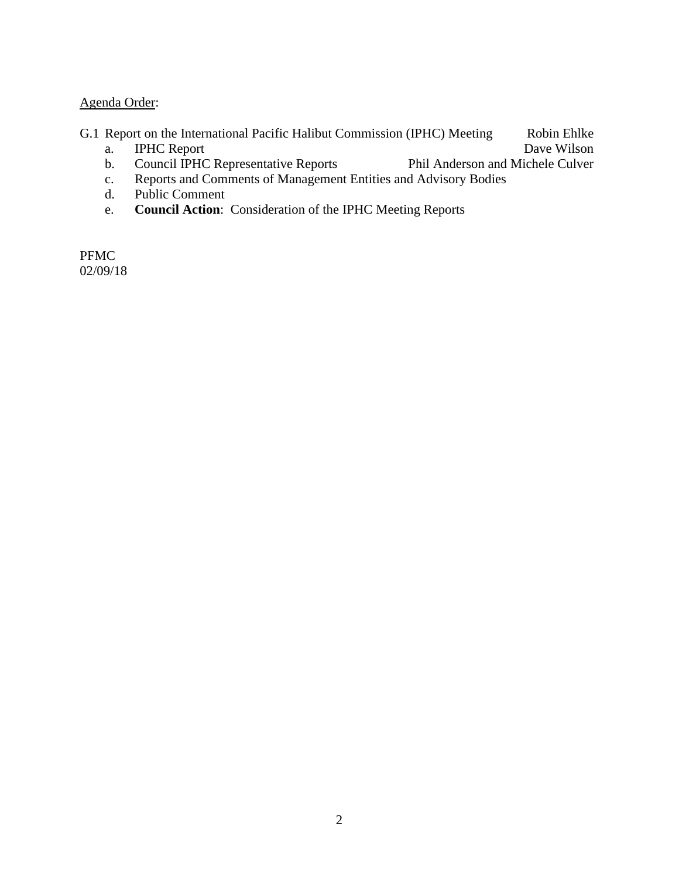Agenda Order:

G.1 Report on the International Pacific Halibut Commission (IPHC) Meeting — Robin Ehlke

a. IPHC Report — Dave Wilson

b. Council IPHC Representative Reports — Phil Anderson and Michele Culver

c. Reports and Comments of Management Entities and Advisory Bodies

d. Public Comment

e. **Council Action**: Consideration of the IPHC Meeting Reports

PFMC
02/09/18